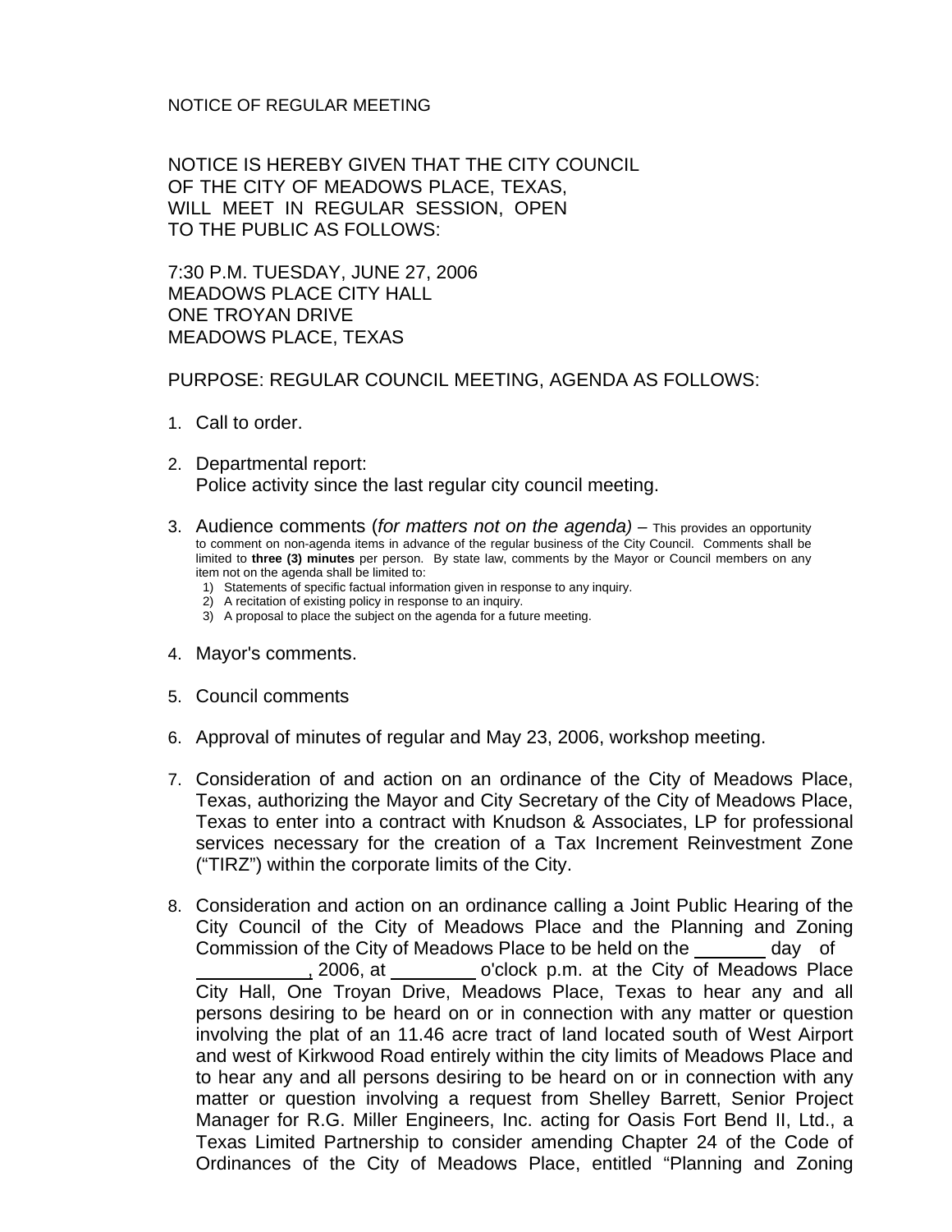NOTICE OF REGULAR MEETING

NOTICE IS HEREBY GIVEN THAT THE CITY COUNCIL
OF THE CITY OF MEADOWS PLACE, TEXAS,
WILL MEET IN REGULAR SESSION, OPEN
TO THE PUBLIC AS FOLLOWS:

7:30 P.M. TUESDAY, JUNE 27, 2006
MEADOWS PLACE CITY HALL
ONE TROYAN DRIVE
MEADOWS PLACE, TEXAS

PURPOSE: REGULAR COUNCIL MEETING, AGENDA AS FOLLOWS:

1. Call to order.

2. Departmental report:
   Police activity since the last regular city council meeting.

3. Audience comments (*for matters not on the agenda)* – This provides an opportunity to comment on non-agenda items in advance of the regular business of the City Council. Comments shall be limited to **three (3) minutes** per person. By state law, comments by the Mayor or Council members on any item not on the agenda shall be limited to:
   1) Statements of specific factual information given in response to any inquiry.
   2) A recitation of existing policy in response to an inquiry.
   3) A proposal to place the subject on the agenda for a future meeting.

4. Mayor's comments.

5. Council comments

6. Approval of minutes of regular and May 23, 2006, workshop meeting.

7. Consideration of and action on an ordinance of the City of Meadows Place, Texas, authorizing the Mayor and City Secretary of the City of Meadows Place, Texas to enter into a contract with Knudson & Associates, LP for professional services necessary for the creation of a Tax Increment Reinvestment Zone ("TIRZ") within the corporate limits of the City.

8. Consideration and action on an ordinance calling a Joint Public Hearing of the City Council of the City of Meadows Place and the Planning and Zoning Commission of the City of Meadows Place to be held on the _______ day of ___________, 2006, at ________ o'clock p.m. at the City of Meadows Place City Hall, One Troyan Drive, Meadows Place, Texas to hear any and all persons desiring to be heard on or in connection with any matter or question involving the plat of an 11.46 acre tract of land located south of West Airport and west of Kirkwood Road entirely within the city limits of Meadows Place and to hear any and all persons desiring to be heard on or in connection with any matter or question involving a request from Shelley Barrett, Senior Project Manager for R.G. Miller Engineers, Inc. acting for Oasis Fort Bend II, Ltd., a Texas Limited Partnership to consider amending Chapter 24 of the Code of Ordinances of the City of Meadows Place, entitled "Planning and Zoning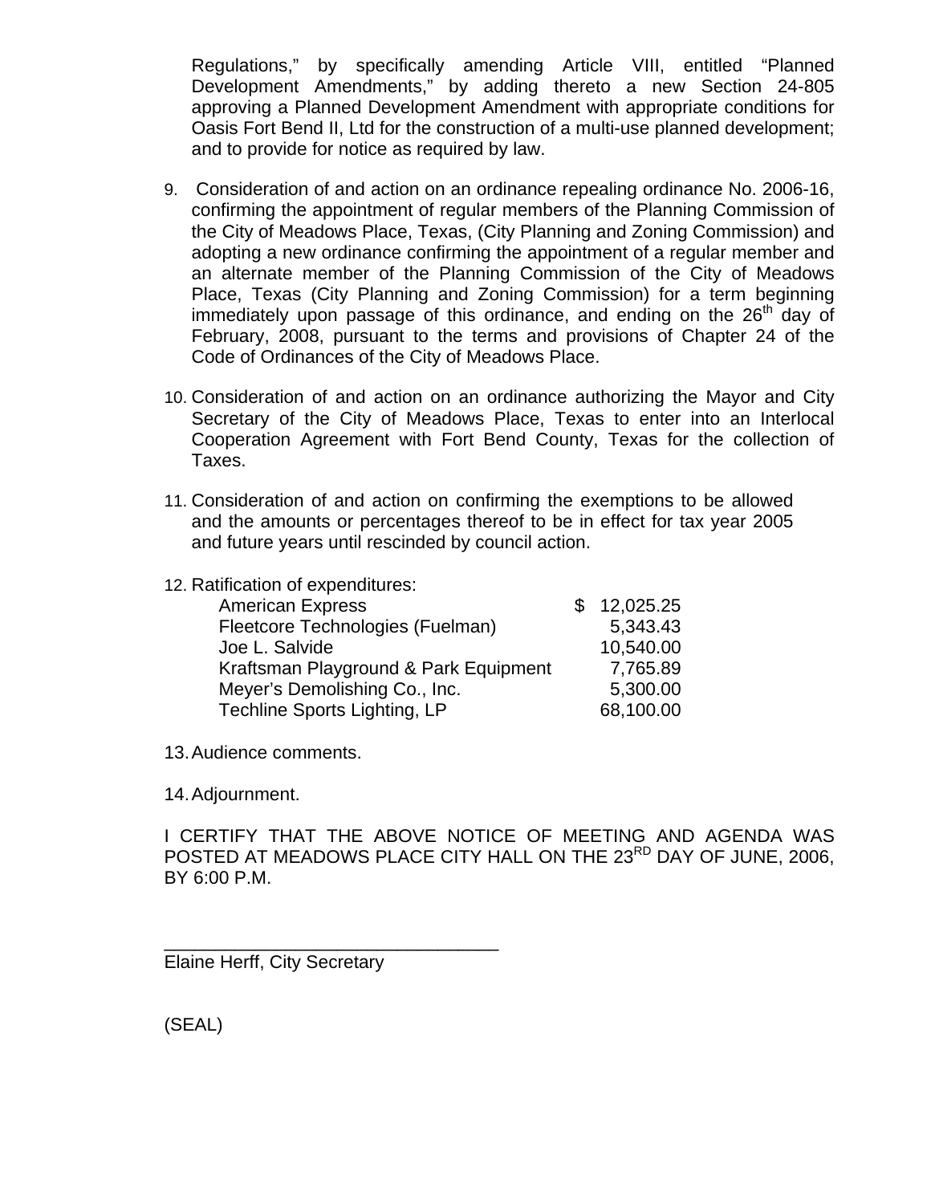Regulations," by specifically amending Article VIII, entitled "Planned Development Amendments," by adding thereto a new Section 24-805 approving a Planned Development Amendment with appropriate conditions for Oasis Fort Bend II, Ltd for the construction of a multi-use planned development; and to provide for notice as required by law.

9. Consideration of and action on an ordinance repealing ordinance No. 2006-16, confirming the appointment of regular members of the Planning Commission of the City of Meadows Place, Texas, (City Planning and Zoning Commission) and adopting a new ordinance confirming the appointment of a regular member and an alternate member of the Planning Commission of the City of Meadows Place, Texas (City Planning and Zoning Commission) for a term beginning immediately upon passage of this ordinance, and ending on the 26th day of February, 2008, pursuant to the terms and provisions of Chapter 24 of the Code of Ordinances of the City of Meadows Place.

10. Consideration of and action on an ordinance authorizing the Mayor and City Secretary of the City of Meadows Place, Texas to enter into an Interlocal Cooperation Agreement with Fort Bend County, Texas for the collection of Taxes.

11. Consideration of and action on confirming the exemptions to be allowed and the amounts or percentages thereof to be in effect for tax year 2005 and future years until rescinded by council action.

12. Ratification of expenditures:

| | |
|---|---|
| American Express | $ 12,025.25 |
| Fleetcore Technologies (Fuelman) | 5,343.43 |
| Joe L. Salvide | 10,540.00 |
| Kraftsman Playground & Park Equipment | 7,765.89 |
| Meyer's Demolishing Co., Inc. | 5,300.00 |
| Techline Sports Lighting, LP | 68,100.00 |

13. Audience comments.

14. Adjournment.

I CERTIFY THAT THE ABOVE NOTICE OF MEETING AND AGENDA WAS POSTED AT MEADOWS PLACE CITY HALL ON THE 23RD DAY OF JUNE, 2006, BY 6:00 P.M.

\_\_\_\_\_\_\_\_\_\_\_\_\_\_\_\_\_\_\_\_\_\_\_\_\_\_\_\_\_\_\_\_\_\_

Elaine Herff, City Secretary

(SEAL)